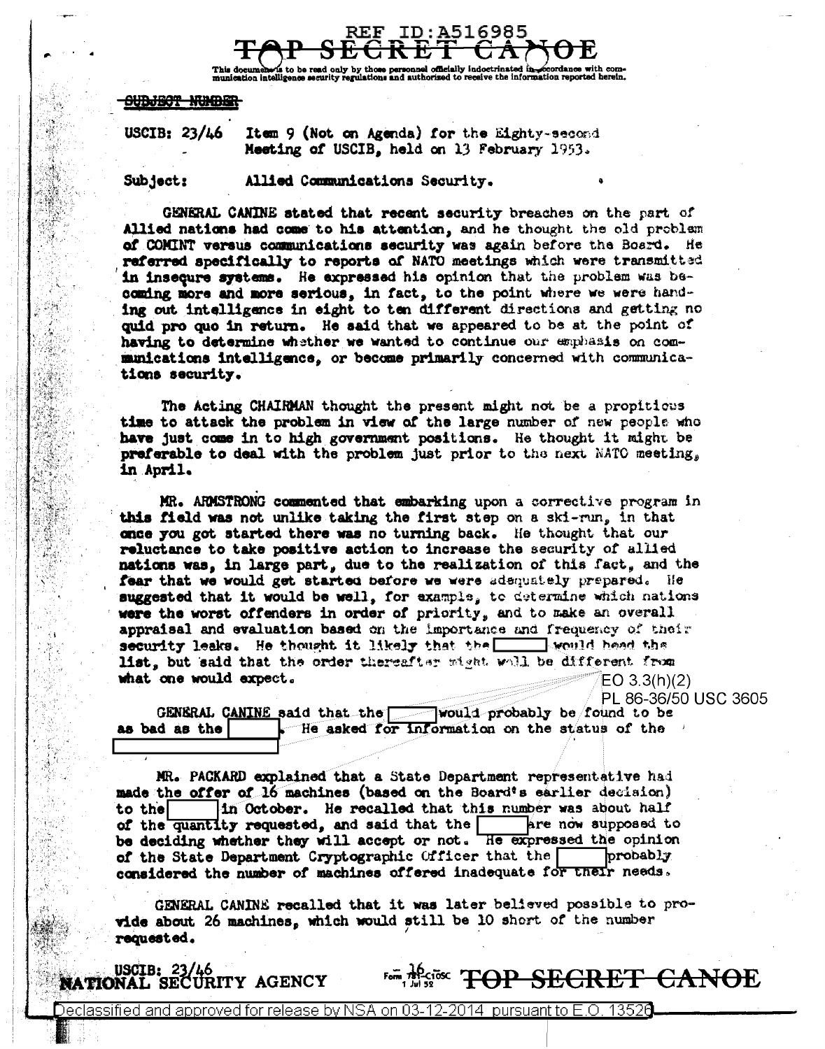REF ID:A516985

TOP SECRET CANOE

This document is to be read only by those personnel officially indoctrinated in accordance with communication intelligence security regulations and authorized to receive the information reported herein.

~~SUBJECT NUMBER~~

USCIB: 23/46 Item 9 (Not on Agenda) for the Eighty-second Meeting of USCIB, held on 13 February 1953.

Subject: Allied Communications Security.

GENERAL CANINE stated that recent security breaches on the part of Allied nations had come to his attention, and he thought the old problem of COMINT versus communications security was again before the Board. He referred specifically to reports of NATO meetings which were transmitted in insecure systems. He expressed his opinion that the problem was becoming more and more serious, in fact, to the point where we were handing out intelligence in eight to ten different directions and getting no quid pro quo in return. He said that we appeared to be at the point of having to determine whether we wanted to continue our emphasis on communications intelligence, or become primarily concerned with communications security.

The Acting CHAIRMAN thought the present might not be a propitious time to attack the problem in view of the large number of new people who have just come in to high government positions. He thought it might be preferable to deal with the problem just prior to the next NATO meeting, in April.

MR. ARMSTRONG commented that embarking upon a corrective program in this field was not unlike taking the first step on a ski-run, in that once you got started there was no turning back. He recalled that our reluctance to take positive action to increase the security of allied nations was, in large part, due to the realization of this fact, and the fear that we would get started before we were adequately prepared. He suggested that it would be well, for example, to determine which nations were the worst offenders in order of priority, and to make an overall appraisal and evaluation based on the importance and frequency of their security leaks. He thought it likely that the [          ] would head the list, but said that the order thereafter might well be different from what one would expect.

EO 3.3(h)(2)
PL 86-36/50 USC 3605

GENERAL CANINE said that the [          ] would probably be found to be as bad as the [          ]. He asked for information on the status of the [                    ]

MR. PACKARD explained that a State Department representative had made the offer of 16 machines (based on the Board's earlier decision) to the [          ] in October. He recalled that this number was about half of the quantity requested, and said that the [          ] are now supposed to be deciding whether they will accept or not. He expressed the opinion of the State Department Cryptographic Officer that the [          ] probably considered the number of machines offered inadequate for their needs.

GENERAL CANINE recalled that it was later believed possible to provide about 26 machines, which would still be 10 short of the number requested.

USCIB: 23/46

NATIONAL SECURITY AGENCY

TOP SECRET CANOE

Declassified and approved for release by NSA on 03-12-2014 pursuant to E.O. 13526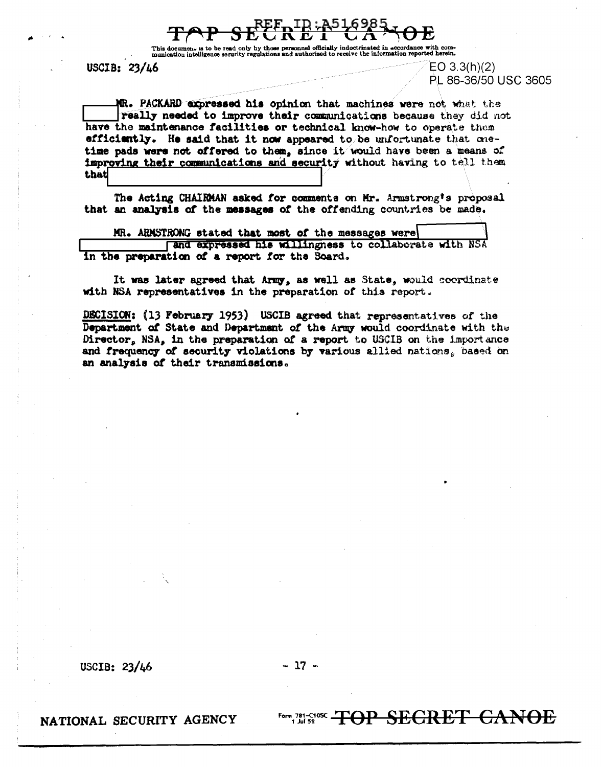USCIB: 23/46

EO 3.3(h)(2)
PL 86-36/50 USC 3605

MR. PACKARD expressed his opinion that machines were not what the [redacted] really needed to improve their communications because they did not have the maintenance facilities or technical know-how to operate them efficiently. He said that it now appeared to be unfortunate that one-time pads were not offered to them, since it would have been a means of improving their communications and security without having to tell them that [redacted]

The Acting CHAIRMAN asked for comments on Mr. Armstrong's proposal that an analysis of the messages of the offending countries be made.

MR. ARMSTRONG stated that most of the messages were [redacted] and expressed his willingness to collaborate with NSA in the preparation of a report for the Board.

It was later agreed that Army, as well as State, would coordinate with NSA representatives in the preparation of this report.

DECISION: (13 February 1953) USCIB agreed that representatives of the Department of State and Department of the Army would coordinate with the Director, NSA, in the preparation of a report to USCIB on the importance and frequency of security violations by various allied nations, based on an analysis of their transmissions.

USCIB: 23/46